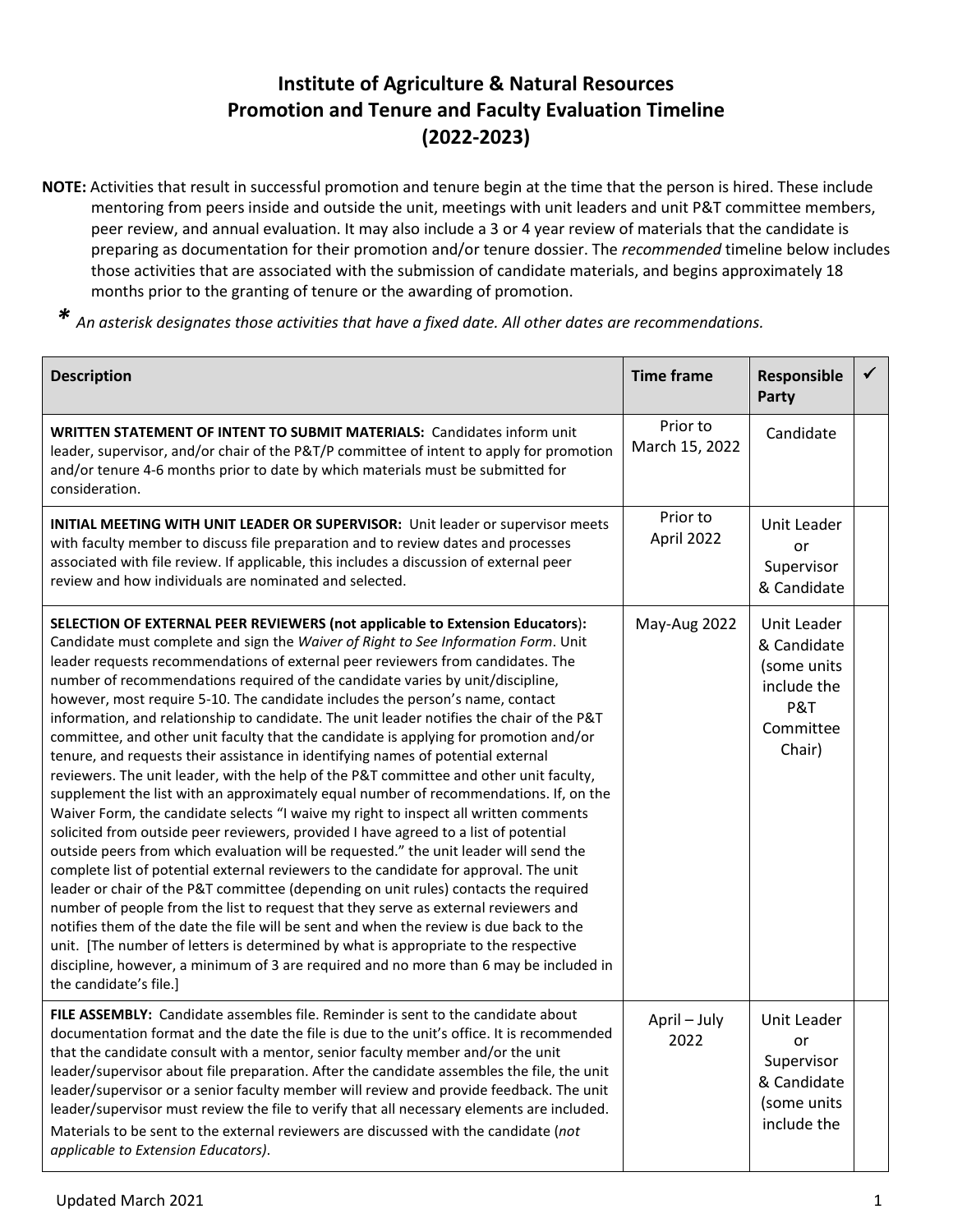# Institute of Agriculture & Natural Resources
# Promotion and Tenure and Faculty Evaluation Timeline
# (2022-2023)

**NOTE:** Activities that result in successful promotion and tenure begin at the time that the person is hired. These include mentoring from peers inside and outside the unit, meetings with unit leaders and unit P&T committee members, peer review, and annual evaluation. It may also include a 3 or 4 year review of materials that the candidate is preparing as documentation for their promotion and/or tenure dossier. The *recommended* timeline below includes those activities that are associated with the submission of candidate materials, and begins approximately 18 months prior to the granting of tenure or the awarding of promotion.

*\* An asterisk designates those activities that have a fixed date. All other dates are recommendations.*

| Description | Time frame | Responsible Party | ✓ |
|---|---|---|---|
| **WRITTEN STATEMENT OF INTENT TO SUBMIT MATERIALS:** Candidates inform unit leader, supervisor, and/or chair of the P&T/P committee of intent to apply for promotion and/or tenure 4-6 months prior to date by which materials must be submitted for consideration. | Prior to March 15, 2022 | Candidate | |
| **INITIAL MEETING WITH UNIT LEADER OR SUPERVISOR:** Unit leader or supervisor meets with faculty member to discuss file preparation and to review dates and processes associated with file review. If applicable, this includes a discussion of external peer review and how individuals are nominated and selected. | Prior to April 2022 | Unit Leader or Supervisor & Candidate | |
| **SELECTION OF EXTERNAL PEER REVIEWERS (not applicable to Extension Educators):** Candidate must complete and sign the *Waiver of Right to See Information Form*. Unit leader requests recommendations of external peer reviewers from candidates. The number of recommendations required of the candidate varies by unit/discipline, however, most require 5-10. The candidate includes the person's name, contact information, and relationship to candidate. The unit leader notifies the chair of the P&T committee, and other unit faculty that the candidate is applying for promotion and/or tenure, and requests their assistance in identifying names of potential external reviewers. The unit leader, with the help of the P&T committee and other unit faculty, supplement the list with an approximately equal number of recommendations. If, on the Waiver Form, the candidate selects "I waive my right to inspect all written comments solicited from outside peer reviewers, provided I have agreed to a list of potential outside peers from which evaluation will be requested." the unit leader will send the complete list of potential external reviewers to the candidate for approval. The unit leader or chair of the P&T committee (depending on unit rules) contacts the required number of people from the list to request that they serve as external reviewers and notifies them of the date the file will be sent and when the review is due back to the unit. [The number of letters is determined by what is appropriate to the respective discipline, however, a minimum of 3 are required and no more than 6 may be included in the candidate's file.] | May-Aug 2022 | Unit Leader & Candidate (some units include the P&T Committee Chair) | |
| **FILE ASSEMBLY:** Candidate assembles file. Reminder is sent to the candidate about documentation format and the date the file is due to the unit's office. It is recommended that the candidate consult with a mentor, senior faculty member and/or the unit leader/supervisor about file preparation. After the candidate assembles the file, the unit leader/supervisor or a senior faculty member will review and provide feedback. The unit leader/supervisor must review the file to verify that all necessary elements are included. Materials to be sent to the external reviewers are discussed with the candidate (*not applicable to Extension Educators)*. | April – July 2022 | Unit Leader or Supervisor & Candidate (some units include the | |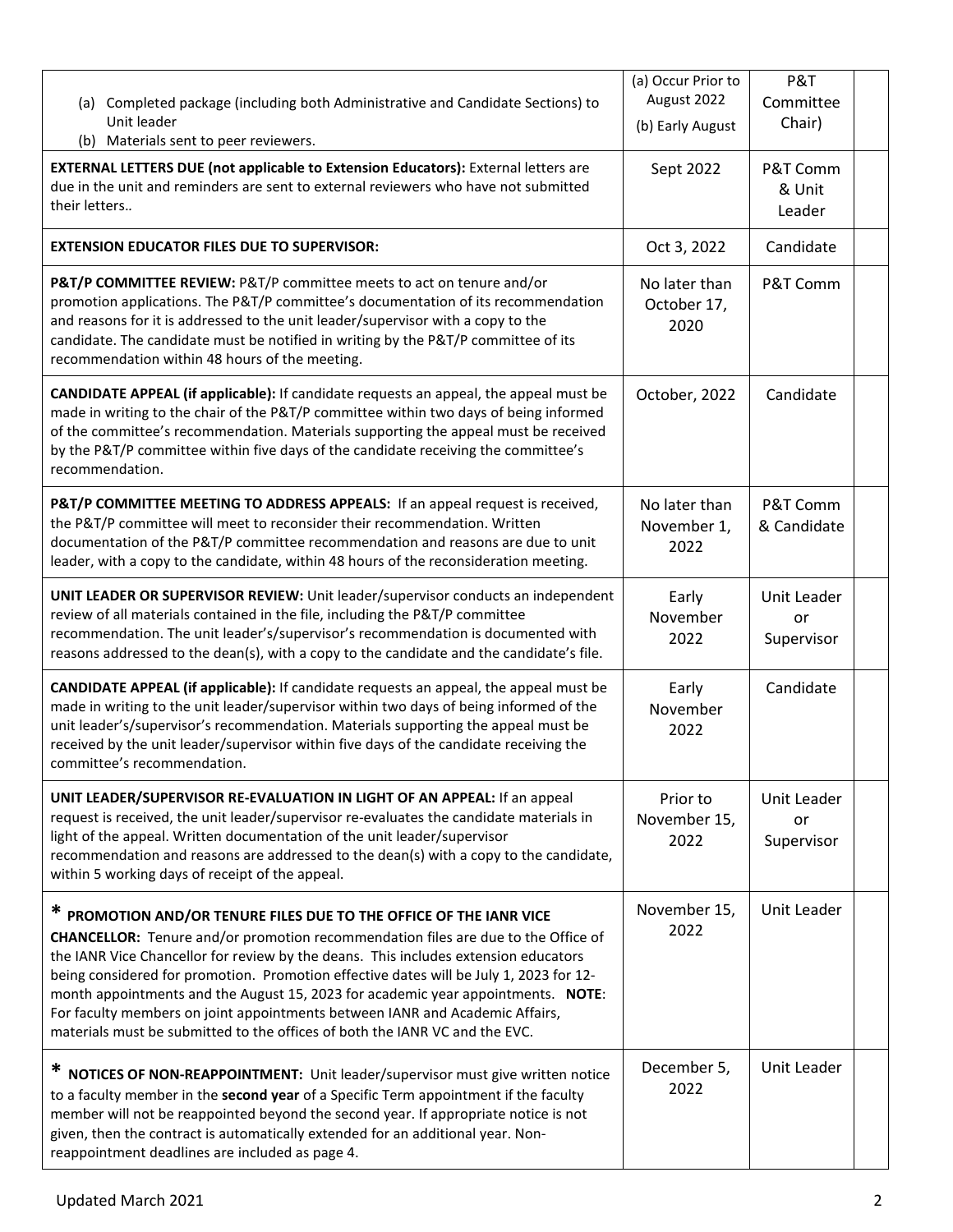| | | | |
|---|---|---|---|
| (a) Completed package (including both Administrative and Candidate Sections) to Unit leader<br>(b) Materials sent to peer reviewers. | (a) Occur Prior to August 2022<br>(b) Early August | P&T Committee Chair) | |
| **EXTERNAL LETTERS DUE (not applicable to Extension Educators):** External letters are due in the unit and reminders are sent to external reviewers who have not submitted their letters.. | Sept 2022 | P&T Comm & Unit Leader | |
| **EXTENSION EDUCATOR FILES DUE TO SUPERVISOR:** | Oct 3, 2022 | Candidate | |
| **P&T/P COMMITTEE REVIEW:** P&T/P committee meets to act on tenure and/or promotion applications. The P&T/P committee's documentation of its recommendation and reasons for it is addressed to the unit leader/supervisor with a copy to the candidate. The candidate must be notified in writing by the P&T/P committee of its recommendation within 48 hours of the meeting. | No later than October 17, 2020 | P&T Comm | |
| **CANDIDATE APPEAL (if applicable):** If candidate requests an appeal, the appeal must be made in writing to the chair of the P&T/P committee within two days of being informed of the committee's recommendation. Materials supporting the appeal must be received by the P&T/P committee within five days of the candidate receiving the committee's recommendation. | October, 2022 | Candidate | |
| **P&T/P COMMITTEE MEETING TO ADDRESS APPEALS:** If an appeal request is received, the P&T/P committee will meet to reconsider their recommendation. Written documentation of the P&T/P committee recommendation and reasons are due to unit leader, with a copy to the candidate, within 48 hours of the reconsideration meeting. | No later than November 1, 2022 | P&T Comm & Candidate | |
| **UNIT LEADER OR SUPERVISOR REVIEW:** Unit leader/supervisor conducts an independent review of all materials contained in the file, including the P&T/P committee recommendation. The unit leader's/supervisor's recommendation is documented with reasons addressed to the dean(s), with a copy to the candidate and the candidate's file. | Early November 2022 | Unit Leader or Supervisor | |
| **CANDIDATE APPEAL (if applicable):** If candidate requests an appeal, the appeal must be made in writing to the unit leader/supervisor within two days of being informed of the unit leader's/supervisor's recommendation. Materials supporting the appeal must be received by the unit leader/supervisor within five days of the candidate receiving the committee's recommendation. | Early November 2022 | Candidate | |
| **UNIT LEADER/SUPERVISOR RE-EVALUATION IN LIGHT OF AN APPEAL:** If an appeal request is received, the unit leader/supervisor re-evaluates the candidate materials in light of the appeal. Written documentation of the unit leader/supervisor recommendation and reasons are addressed to the dean(s) with a copy to the candidate, within 5 working days of receipt of the appeal. | Prior to November 15, 2022 | Unit Leader or Supervisor | |
| * **PROMOTION AND/OR TENURE FILES DUE TO THE OFFICE OF THE IANR VICE CHANCELLOR:** Tenure and/or promotion recommendation files are due to the Office of the IANR Vice Chancellor for review by the deans. This includes extension educators being considered for promotion. Promotion effective dates will be July 1, 2023 for 12-month appointments and the August 15, 2023 for academic year appointments. **NOTE**: For faculty members on joint appointments between IANR and Academic Affairs, materials must be submitted to the offices of both the IANR VC and the EVC. | November 15, 2022 | Unit Leader | |
| * **NOTICES OF NON-REAPPOINTMENT:** Unit leader/supervisor must give written notice to a faculty member in the **second year** of a Specific Term appointment if the faculty member will not be reappointed beyond the second year. If appropriate notice is not given, then the contract is automatically extended for an additional year. Non-reappointment deadlines are included as page 4. | December 5, 2022 | Unit Leader | |

Updated March 2021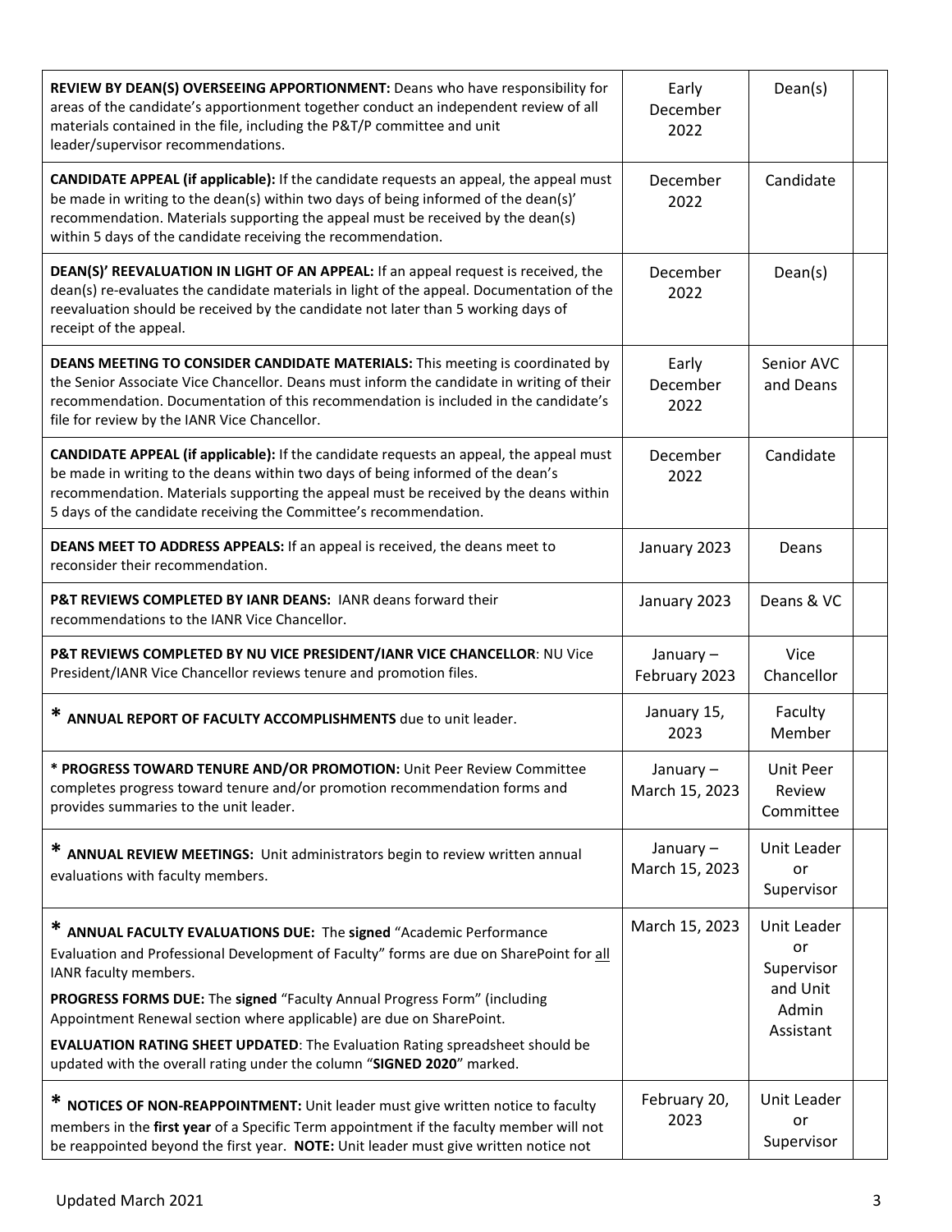| | | | |
|---|---|---|---|
| **REVIEW BY DEAN(S) OVERSEEING APPORTIONMENT:** Deans who have responsibility for areas of the candidate's apportionment together conduct an independent review of all materials contained in the file, including the P&T/P committee and unit leader/supervisor recommendations. | Early December 2022 | Dean(s) | |
| **CANDIDATE APPEAL (if applicable):** If the candidate requests an appeal, the appeal must be made in writing to the dean(s) within two days of being informed of the dean(s)' recommendation. Materials supporting the appeal must be received by the dean(s) within 5 days of the candidate receiving the recommendation. | December 2022 | Candidate | |
| **DEAN(S)' REEVALUATION IN LIGHT OF AN APPEAL:** If an appeal request is received, the dean(s) re-evaluates the candidate materials in light of the appeal. Documentation of the reevaluation should be received by the candidate not later than 5 working days of receipt of the appeal. | December 2022 | Dean(s) | |
| **DEANS MEETING TO CONSIDER CANDIDATE MATERIALS:** This meeting is coordinated by the Senior Associate Vice Chancellor. Deans must inform the candidate in writing of their recommendation. Documentation of this recommendation is included in the candidate's file for review by the IANR Vice Chancellor. | Early December 2022 | Senior AVC and Deans | |
| **CANDIDATE APPEAL (if applicable):** If the candidate requests an appeal, the appeal must be made in writing to the deans within two days of being informed of the dean's recommendation. Materials supporting the appeal must be received by the deans within 5 days of the candidate receiving the Committee's recommendation. | December 2022 | Candidate | |
| **DEANS MEET TO ADDRESS APPEALS:** If an appeal is received, the deans meet to reconsider their recommendation. | January 2023 | Deans | |
| **P&T REVIEWS COMPLETED BY IANR DEANS:** IANR deans forward their recommendations to the IANR Vice Chancellor. | January 2023 | Deans & VC | |
| **P&T REVIEWS COMPLETED BY NU VICE PRESIDENT/IANR VICE CHANCELLOR**: NU Vice President/IANR Vice Chancellor reviews tenure and promotion files. | January – February 2023 | Vice Chancellor | |
| * **ANNUAL REPORT OF FACULTY ACCOMPLISHMENTS** due to unit leader. | January 15, 2023 | Faculty Member | |
| * **PROGRESS TOWARD TENURE AND/OR PROMOTION:** Unit Peer Review Committee completes progress toward tenure and/or promotion recommendation forms and provides summaries to the unit leader. | January – March 15, 2023 | Unit Peer Review Committee | |
| * **ANNUAL REVIEW MEETINGS:** Unit administrators begin to review written annual evaluations with faculty members. | January – March 15, 2023 | Unit Leader or Supervisor | |
| * **ANNUAL FACULTY EVALUATIONS DUE:** The **signed** "Academic Performance Evaluation and Professional Development of Faculty" forms are due on SharePoint for all IANR faculty members.<br>**PROGRESS FORMS DUE:** The **signed** "Faculty Annual Progress Form" (including Appointment Renewal section where applicable) are due on SharePoint.<br>**EVALUATION RATING SHEET UPDATED**: The Evaluation Rating spreadsheet should be updated with the overall rating under the column "**SIGNED 2020**" marked. | March 15, 2023 | Unit Leader or Supervisor and Unit Admin Assistant | |
| * **NOTICES OF NON-REAPPOINTMENT:** Unit leader must give written notice to faculty members in the **first year** of a Specific Term appointment if the faculty member will not be reappointed beyond the first year. **NOTE:** Unit leader must give written notice not | February 20, 2023 | Unit Leader or Supervisor | |

Updated March 2021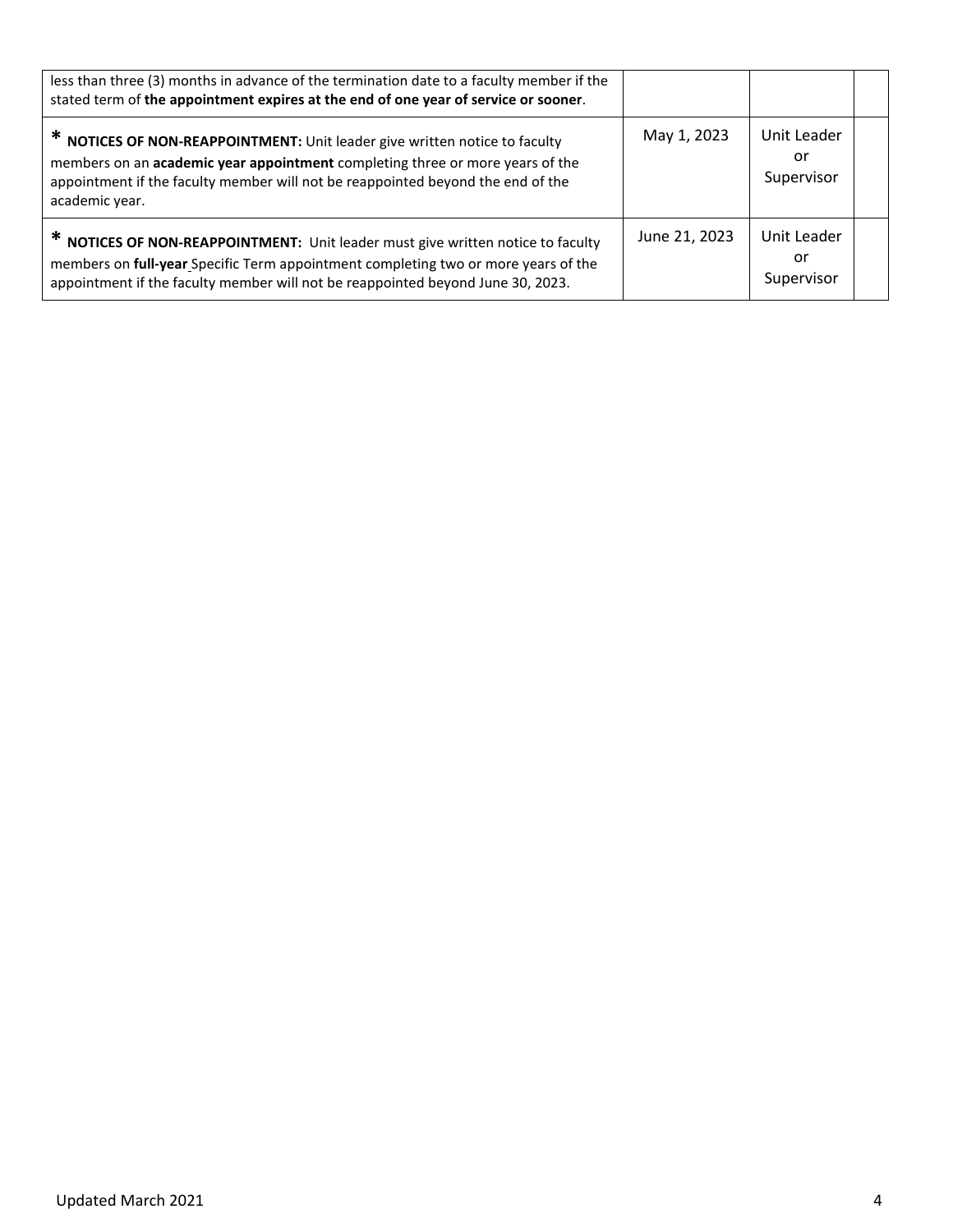| | | | |
|---|---|---|---|
| less than three (3) months in advance of the termination date to a faculty member if the stated term of **the appointment expires at the end of one year of service or sooner**. | | | |
| * **NOTICES OF NON-REAPPOINTMENT:** Unit leader give written notice to faculty members on an **academic year appointment** completing three or more years of the appointment if the faculty member will not be reappointed beyond the end of the academic year. | May 1, 2023 | Unit Leader or Supervisor | |
| * **NOTICES OF NON-REAPPOINTMENT:** Unit leader must give written notice to faculty members on **full-year** Specific Term appointment completing two or more years of the appointment if the faculty member will not be reappointed beyond June 30, 2023. | June 21, 2023 | Unit Leader or Supervisor | |

Updated March 2021